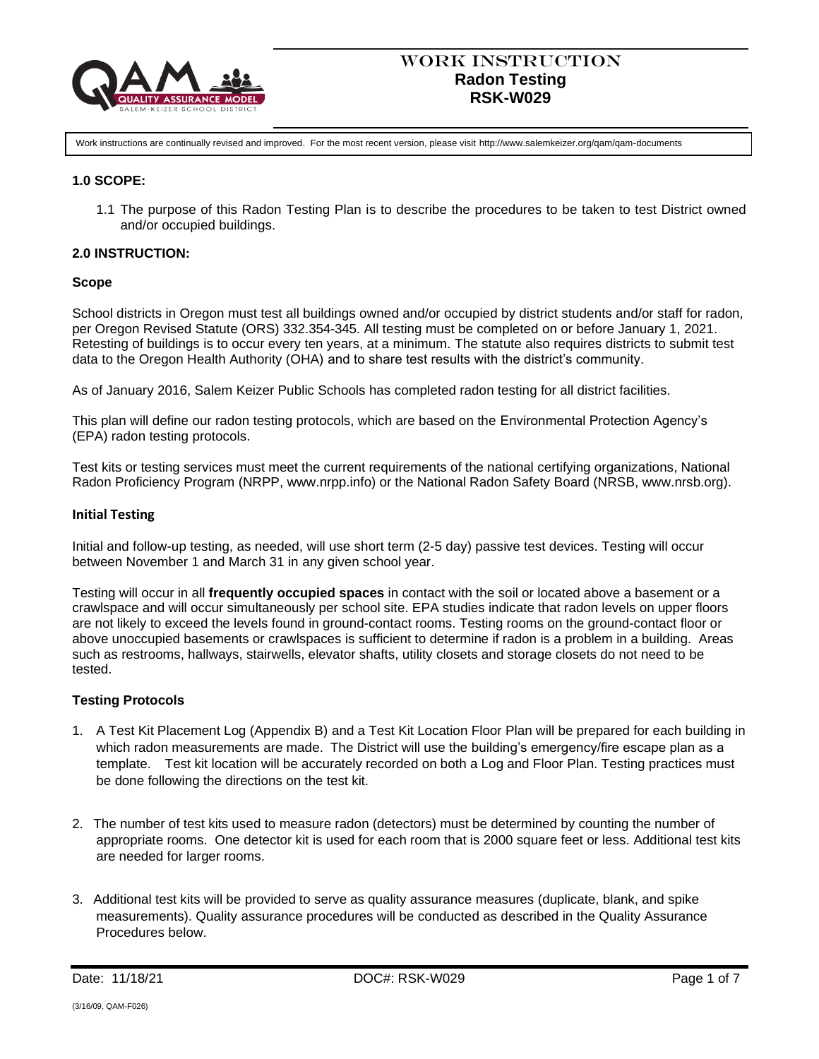# WORK INSTRUCTION
## Radon Testing
## RSK-W029

Work instructions are continually revised and improved. For the most recent version, please visit http://www.salemkeizer.org/qam/qam-documents

**1.0 SCOPE:**

1.1 The purpose of this Radon Testing Plan is to describe the procedures to be taken to test District owned and/or occupied buildings.

**2.0 INSTRUCTION:**

**Scope**

School districts in Oregon must test all buildings owned and/or occupied by district students and/or staff for radon, per Oregon Revised Statute (ORS) 332.354-345. All testing must be completed on or before January 1, 2021. Retesting of buildings is to occur every ten years, at a minimum. The statute also requires districts to submit test data to the Oregon Health Authority (OHA) and to share test results with the district's community.

As of January 2016, Salem Keizer Public Schools has completed radon testing for all district facilities.

This plan will define our radon testing protocols, which are based on the Environmental Protection Agency's (EPA) radon testing protocols.

Test kits or testing services must meet the current requirements of the national certifying organizations, National Radon Proficiency Program (NRPP, www.nrpp.info) or the National Radon Safety Board (NRSB, www.nrsb.org).

**Initial Testing**

Initial and follow-up testing, as needed, will use short term (2-5 day) passive test devices. Testing will occur between November 1 and March 31 in any given school year.

Testing will occur in all **frequently occupied spaces** in contact with the soil or located above a basement or a crawlspace and will occur simultaneously per school site. EPA studies indicate that radon levels on upper floors are not likely to exceed the levels found in ground-contact rooms. Testing rooms on the ground-contact floor or above unoccupied basements or crawlspaces is sufficient to determine if radon is a problem in a building. Areas such as restrooms, hallways, stairwells, elevator shafts, utility closets and storage closets do not need to be tested.

**Testing Protocols**

1. A Test Kit Placement Log (Appendix B) and a Test Kit Location Floor Plan will be prepared for each building in which radon measurements are made. The District will use the building's emergency/fire escape plan as a template. Test kit location will be accurately recorded on both a Log and Floor Plan. Testing practices must be done following the directions on the test kit.

2. The number of test kits used to measure radon (detectors) must be determined by counting the number of appropriate rooms. One detector kit is used for each room that is 2000 square feet or less. Additional test kits are needed for larger rooms.

3. Additional test kits will be provided to serve as quality assurance measures (duplicate, blank, and spike measurements). Quality assurance procedures will be conducted as described in the Quality Assurance Procedures below.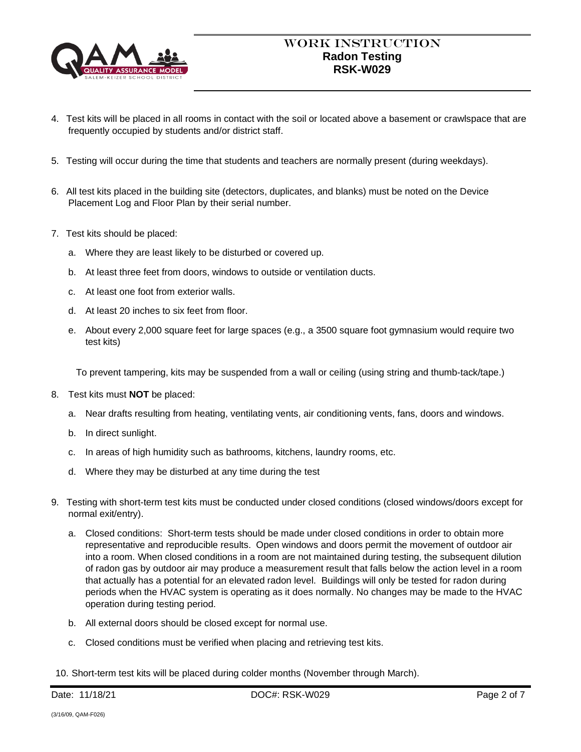4. Test kits will be placed in all rooms in contact with the soil or located above a basement or crawlspace that are frequently occupied by students and/or district staff.

5. Testing will occur during the time that students and teachers are normally present (during weekdays).

6. All test kits placed in the building site (detectors, duplicates, and blanks) must be noted on the Device Placement Log and Floor Plan by their serial number.

7. Test kits should be placed:

   a. Where they are least likely to be disturbed or covered up.

   b. At least three feet from doors, windows to outside or ventilation ducts.

   c. At least one foot from exterior walls.

   d. At least 20 inches to six feet from floor.

   e. About every 2,000 square feet for large spaces (e.g., a 3500 square foot gymnasium would require two test kits)

   To prevent tampering, kits may be suspended from a wall or ceiling (using string and thumb-tack/tape.)

8. Test kits must **NOT** be placed:

   a. Near drafts resulting from heating, ventilating vents, air conditioning vents, fans, doors and windows.

   b. In direct sunlight.

   c. In areas of high humidity such as bathrooms, kitchens, laundry rooms, etc.

   d. Where they may be disturbed at any time during the test

9. Testing with short-term test kits must be conducted under closed conditions (closed windows/doors except for normal exit/entry).

   a. Closed conditions: Short-term tests should be made under closed conditions in order to obtain more representative and reproducible results. Open windows and doors permit the movement of outdoor air into a room. When closed conditions in a room are not maintained during testing, the subsequent dilution of radon gas by outdoor air may produce a measurement result that falls below the action level in a room that actually has a potential for an elevated radon level. Buildings will only be tested for radon during periods when the HVAC system is operating as it does normally. No changes may be made to the HVAC operation during testing period.

   b. All external doors should be closed except for normal use.

   c. Closed conditions must be verified when placing and retrieving test kits.

10. Short-term test kits will be placed during colder months (November through March).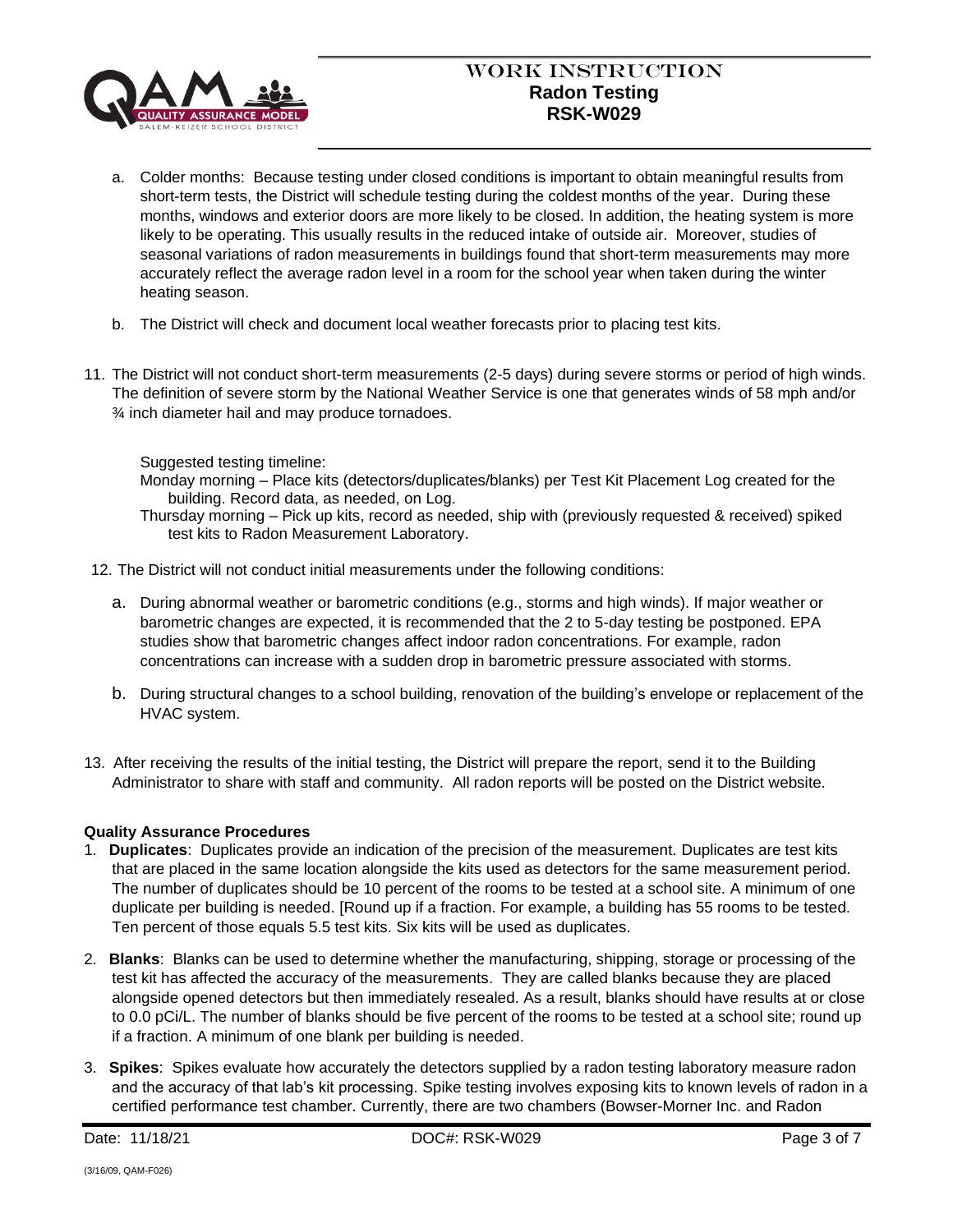a. Colder months: Because testing under closed conditions is important to obtain meaningful results from short-term tests, the District will schedule testing during the coldest months of the year. During these months, windows and exterior doors are more likely to be closed. In addition, the heating system is more likely to be operating. This usually results in the reduced intake of outside air. Moreover, studies of seasonal variations of radon measurements in buildings found that short-term measurements may more accurately reflect the average radon level in a room for the school year when taken during the winter heating season.

b. The District will check and document local weather forecasts prior to placing test kits.

11. The District will not conduct short-term measurements (2-5 days) during severe storms or period of high winds. The definition of severe storm by the National Weather Service is one that generates winds of 58 mph and/or ¾ inch diameter hail and may produce tornadoes.

    Suggested testing timeline:
    Monday morning – Place kits (detectors/duplicates/blanks) per Test Kit Placement Log created for the building. Record data, as needed, on Log.
    Thursday morning – Pick up kits, record as needed, ship with (previously requested & received) spiked test kits to Radon Measurement Laboratory.

12. The District will not conduct initial measurements under the following conditions:

    a. During abnormal weather or barometric conditions (e.g., storms and high winds). If major weather or barometric changes are expected, it is recommended that the 2 to 5-day testing be postponed. EPA studies show that barometric changes affect indoor radon concentrations. For example, radon concentrations can increase with a sudden drop in barometric pressure associated with storms.

    b. During structural changes to a school building, renovation of the building's envelope or replacement of the HVAC system.

13. After receiving the results of the initial testing, the District will prepare the report, send it to the Building Administrator to share with staff and community. All radon reports will be posted on the District website.

**Quality Assurance Procedures**

1. **Duplicates**: Duplicates provide an indication of the precision of the measurement. Duplicates are test kits that are placed in the same location alongside the kits used as detectors for the same measurement period. The number of duplicates should be 10 percent of the rooms to be tested at a school site. A minimum of one duplicate per building is needed. [Round up if a fraction. For example, a building has 55 rooms to be tested. Ten percent of those equals 5.5 test kits. Six kits will be used as duplicates.

2. **Blanks**: Blanks can be used to determine whether the manufacturing, shipping, storage or processing of the test kit has affected the accuracy of the measurements. They are called blanks because they are placed alongside opened detectors but then immediately resealed. As a result, blanks should have results at or close to 0.0 pCi/L. The number of blanks should be five percent of the rooms to be tested at a school site; round up if a fraction. A minimum of one blank per building is needed.

3. **Spikes**: Spikes evaluate how accurately the detectors supplied by a radon testing laboratory measure radon and the accuracy of that lab's kit processing. Spike testing involves exposing kits to known levels of radon in a certified performance test chamber. Currently, there are two chambers (Bowser-Morner Inc. and Radon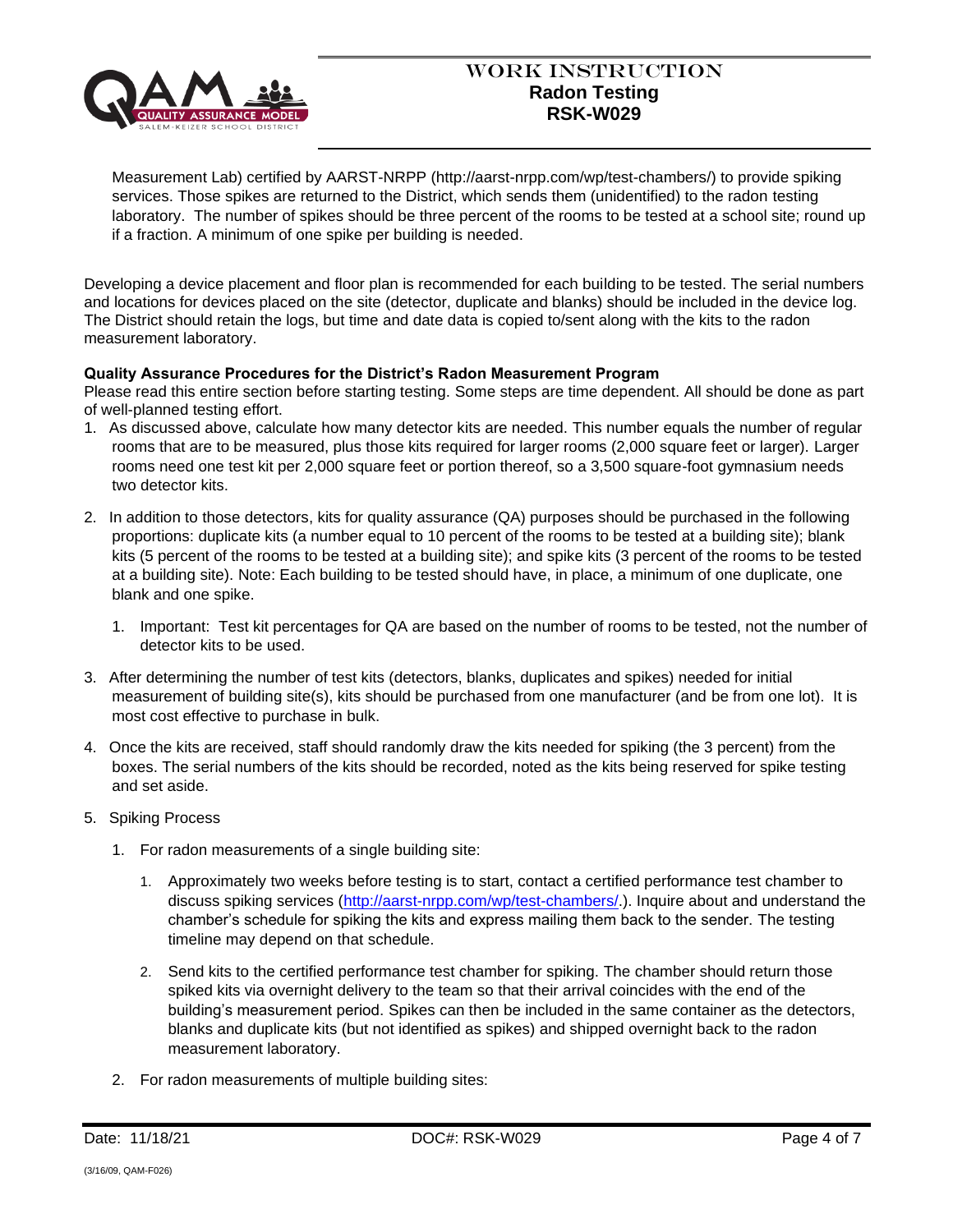Measurement Lab) certified by AARST-NRPP (http://aarst-nrpp.com/wp/test-chambers/) to provide spiking services. Those spikes are returned to the District, which sends them (unidentified) to the radon testing laboratory. The number of spikes should be three percent of the rooms to be tested at a school site; round up if a fraction. A minimum of one spike per building is needed.

Developing a device placement and floor plan is recommended for each building to be tested. The serial numbers and locations for devices placed on the site (detector, duplicate and blanks) should be included in the device log. The District should retain the logs, but time and date data is copied to/sent along with the kits to the radon measurement laboratory.

**Quality Assurance Procedures for the District's Radon Measurement Program**

Please read this entire section before starting testing. Some steps are time dependent. All should be done as part of well-planned testing effort.

1. As discussed above, calculate how many detector kits are needed. This number equals the number of regular rooms that are to be measured, plus those kits required for larger rooms (2,000 square feet or larger). Larger rooms need one test kit per 2,000 square feet or portion thereof, so a 3,500 square-foot gymnasium needs two detector kits.

2. In addition to those detectors, kits for quality assurance (QA) purposes should be purchased in the following proportions: duplicate kits (a number equal to 10 percent of the rooms to be tested at a building site); blank kits (5 percent of the rooms to be tested at a building site); and spike kits (3 percent of the rooms to be tested at a building site). Note: Each building to be tested should have, in place, a minimum of one duplicate, one blank and one spike.

    1. Important: Test kit percentages for QA are based on the number of rooms to be tested, not the number of detector kits to be used.

3. After determining the number of test kits (detectors, blanks, duplicates and spikes) needed for initial measurement of building site(s), kits should be purchased from one manufacturer (and be from one lot). It is most cost effective to purchase in bulk.

4. Once the kits are received, staff should randomly draw the kits needed for spiking (the 3 percent) from the boxes. The serial numbers of the kits should be recorded, noted as the kits being reserved for spike testing and set aside.

5. Spiking Process

    1. For radon measurements of a single building site:

        1. Approximately two weeks before testing is to start, contact a certified performance test chamber to discuss spiking services (http://aarst-nrpp.com/wp/test-chambers/.). Inquire about and understand the chamber's schedule for spiking the kits and express mailing them back to the sender. The testing timeline may depend on that schedule.

        2. Send kits to the certified performance test chamber for spiking. The chamber should return those spiked kits via overnight delivery to the team so that their arrival coincides with the end of the building's measurement period. Spikes can then be included in the same container as the detectors, blanks and duplicate kits (but not identified as spikes) and shipped overnight back to the radon measurement laboratory.

    2. For radon measurements of multiple building sites: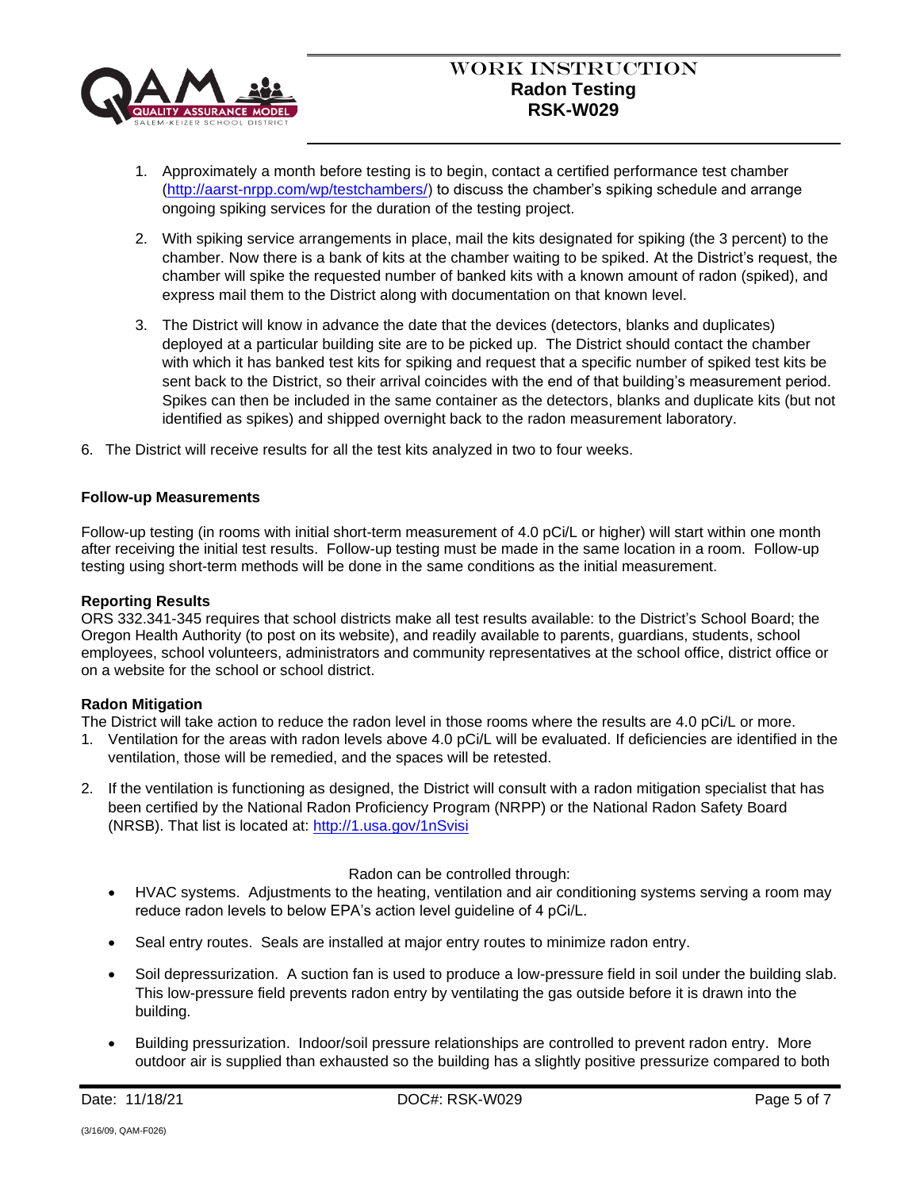1. Approximately a month before testing is to begin, contact a certified performance test chamber (http://aarst-nrpp.com/wp/testchambers/) to discuss the chamber's spiking schedule and arrange ongoing spiking services for the duration of the testing project.

2. With spiking service arrangements in place, mail the kits designated for spiking (the 3 percent) to the chamber. Now there is a bank of kits at the chamber waiting to be spiked. At the District's request, the chamber will spike the requested number of banked kits with a known amount of radon (spiked), and express mail them to the District along with documentation on that known level.

3. The District will know in advance the date that the devices (detectors, blanks and duplicates) deployed at a particular building site are to be picked up. The District should contact the chamber with which it has banked test kits for spiking and request that a specific number of spiked test kits be sent back to the District, so their arrival coincides with the end of that building's measurement period. Spikes can then be included in the same container as the detectors, blanks and duplicate kits (but not identified as spikes) and shipped overnight back to the radon measurement laboratory.

6. The District will receive results for all the test kits analyzed in two to four weeks.

**Follow-up Measurements**

Follow-up testing (in rooms with initial short-term measurement of 4.0 pCi/L or higher) will start within one month after receiving the initial test results. Follow-up testing must be made in the same location in a room. Follow-up testing using short-term methods will be done in the same conditions as the initial measurement.

**Reporting Results**

ORS 332.341-345 requires that school districts make all test results available: to the District's School Board; the Oregon Health Authority (to post on its website), and readily available to parents, guardians, students, school employees, school volunteers, administrators and community representatives at the school office, district office or on a website for the school or school district.

**Radon Mitigation**

The District will take action to reduce the radon level in those rooms where the results are 4.0 pCi/L or more.

1. Ventilation for the areas with radon levels above 4.0 pCi/L will be evaluated. If deficiencies are identified in the ventilation, those will be remedied, and the spaces will be retested.

2. If the ventilation is functioning as designed, the District will consult with a radon mitigation specialist that has been certified by the National Radon Proficiency Program (NRPP) or the National Radon Safety Board (NRSB). That list is located at: http://1.usa.gov/1nSvisi

Radon can be controlled through:

- HVAC systems. Adjustments to the heating, ventilation and air conditioning systems serving a room may reduce radon levels to below EPA's action level guideline of 4 pCi/L.
- Seal entry routes. Seals are installed at major entry routes to minimize radon entry.
- Soil depressurization. A suction fan is used to produce a low-pressure field in soil under the building slab. This low-pressure field prevents radon entry by ventilating the gas outside before it is drawn into the building.
- Building pressurization. Indoor/soil pressure relationships are controlled to prevent radon entry. More outdoor air is supplied than exhausted so the building has a slightly positive pressurize compared to both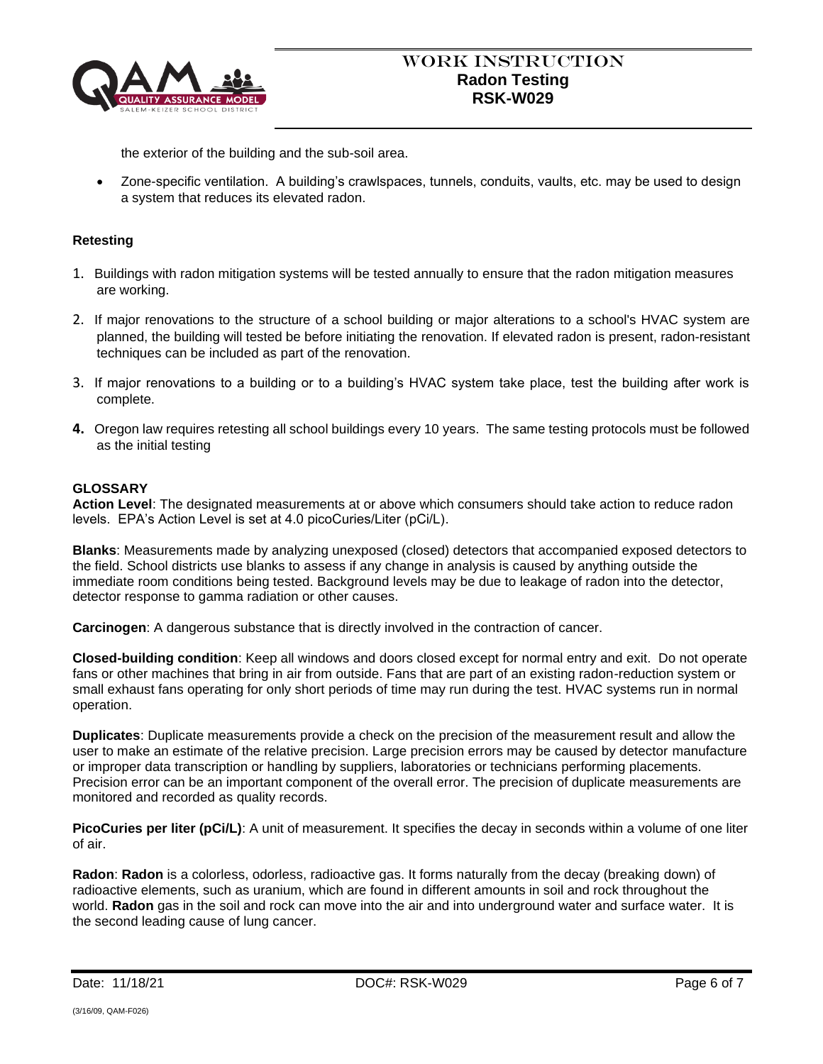the exterior of the building and the sub-soil area.

- Zone-specific ventilation. A building's crawlspaces, tunnels, conduits, vaults, etc. may be used to design a system that reduces its elevated radon.

**Retesting**

1. Buildings with radon mitigation systems will be tested annually to ensure that the radon mitigation measures are working.
2. If major renovations to the structure of a school building or major alterations to a school's HVAC system are planned, the building will tested be before initiating the renovation. If elevated radon is present, radon-resistant techniques can be included as part of the renovation.
3. If major renovations to a building or to a building's HVAC system take place, test the building after work is complete.
4. Oregon law requires retesting all school buildings every 10 years. The same testing protocols must be followed as the initial testing

**GLOSSARY**

**Action Level**: The designated measurements at or above which consumers should take action to reduce radon levels. EPA's Action Level is set at 4.0 picoCuries/Liter (pCi/L).

**Blanks**: Measurements made by analyzing unexposed (closed) detectors that accompanied exposed detectors to the field. School districts use blanks to assess if any change in analysis is caused by anything outside the immediate room conditions being tested. Background levels may be due to leakage of radon into the detector, detector response to gamma radiation or other causes.

**Carcinogen**: A dangerous substance that is directly involved in the contraction of cancer.

**Closed-building condition**: Keep all windows and doors closed except for normal entry and exit. Do not operate fans or other machines that bring in air from outside. Fans that are part of an existing radon-reduction system or small exhaust fans operating for only short periods of time may run during the test. HVAC systems run in normal operation.

**Duplicates**: Duplicate measurements provide a check on the precision of the measurement result and allow the user to make an estimate of the relative precision. Large precision errors may be caused by detector manufacture or improper data transcription or handling by suppliers, laboratories or technicians performing placements. Precision error can be an important component of the overall error. The precision of duplicate measurements are monitored and recorded as quality records.

**PicoCuries per liter (pCi/L)**: A unit of measurement. It specifies the decay in seconds within a volume of one liter of air.

**Radon**: **Radon** is a colorless, odorless, radioactive gas. It forms naturally from the decay (breaking down) of radioactive elements, such as uranium, which are found in different amounts in soil and rock throughout the world. **Radon** gas in the soil and rock can move into the air and into underground water and surface water. It is the second leading cause of lung cancer.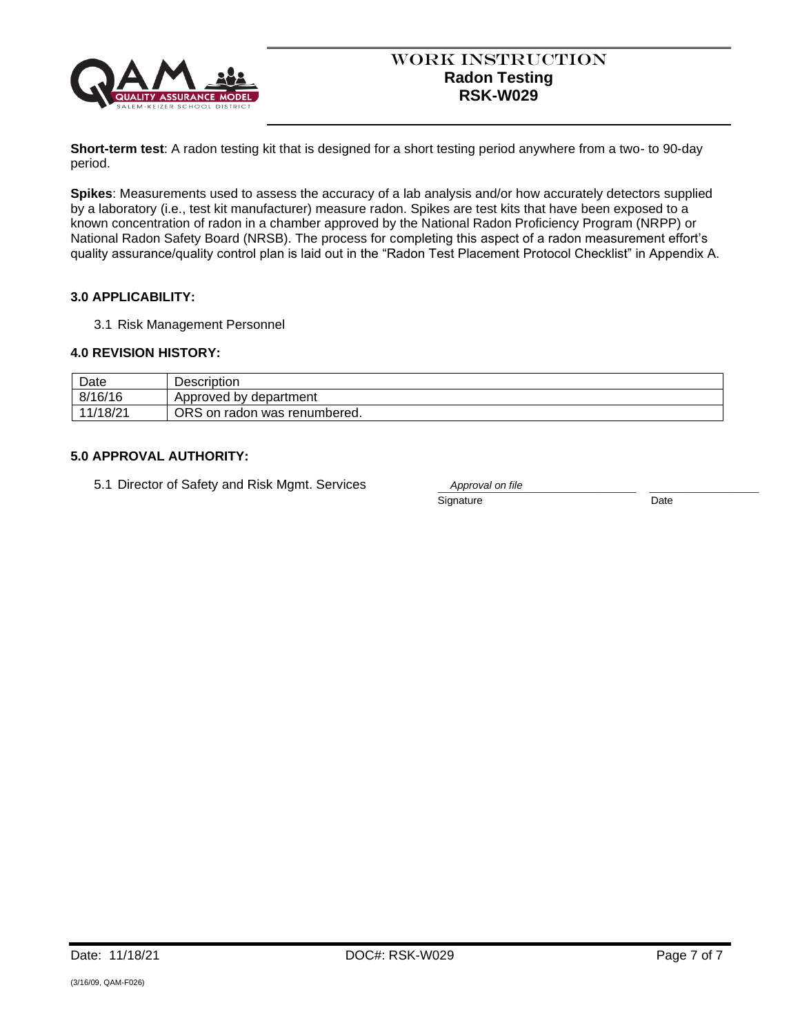**Short-term test**: A radon testing kit that is designed for a short testing period anywhere from a two- to 90-day period.

**Spikes**: Measurements used to assess the accuracy of a lab analysis and/or how accurately detectors supplied by a laboratory (i.e., test kit manufacturer) measure radon. Spikes are test kits that have been exposed to a known concentration of radon in a chamber approved by the National Radon Proficiency Program (NRPP) or National Radon Safety Board (NRSB). The process for completing this aspect of a radon measurement effort's quality assurance/quality control plan is laid out in the "Radon Test Placement Protocol Checklist" in Appendix A.

### 3.0 APPLICABILITY:

3.1 Risk Management Personnel

### 4.0 REVISION HISTORY:

| Date | Description |
|---|---|
| 8/16/16 | Approved by department |
| 11/18/21 | ORS on radon was renumbered. |

### 5.0 APPROVAL AUTHORITY:

5.1 Director of Safety and Risk Mgmt. Services

*Approval on file*
Signature

Date